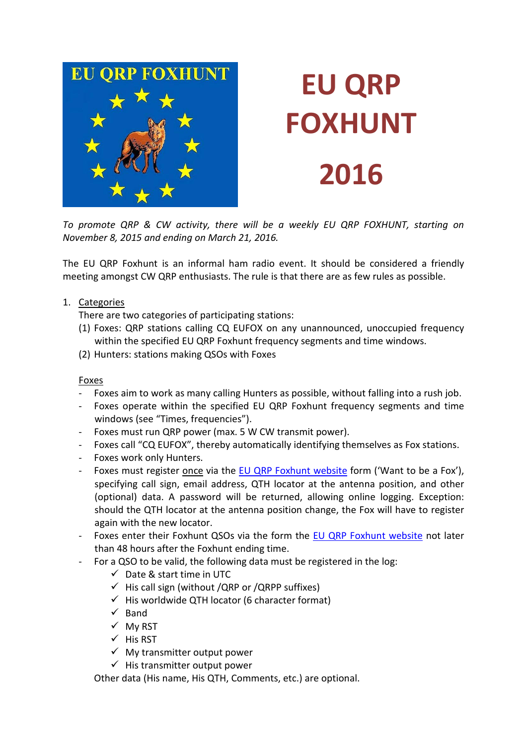# EU QRP FOXHUNT 2016

*To promote QRP & CW activity, there will be a weekly EU QRP FOXHUNT, starting on November 8, 2015 and ending on March 21, 2016.*

The EU QRP Foxhunt is an informal ham radio event. It should be considered a friendly meeting amongst CW QRP enthusiasts. The rule is that there are as few rules as possible.

1. Categories

   There are two categories of participating stations:

   (1) Foxes: QRP stations calling CQ EUFOX on any unannounced, unoccupied frequency within the specified EU QRP Foxhunt frequency segments and time windows.

   (2) Hunters: stations making QSOs with Foxes

   Foxes

   - Foxes aim to work as many calling Hunters as possible, without falling into a rush job.
   - Foxes operate within the specified EU QRP Foxhunt frequency segments and time windows (see "Times, frequencies").
   - Foxes must run QRP power (max. 5 W CW transmit power).
   - Foxes call "CQ EUFOX", thereby automatically identifying themselves as Fox stations.
   - Foxes work only Hunters.
   - Foxes must register once via the EU QRP Foxhunt website form ('Want to be a Fox'), specifying call sign, email address, QTH locator at the antenna position, and other (optional) data. A password will be returned, allowing online logging. Exception: should the QTH locator at the antenna position change, the Fox will have to register again with the new locator.
   - Foxes enter their Foxhunt QSOs via the form the EU QRP Foxhunt website not later than 48 hours after the Foxhunt ending time.
   - For a QSO to be valid, the following data must be registered in the log:
     - ✓ Date & start time in UTC
     - ✓ His call sign (without /QRP or /QRPP suffixes)
     - ✓ His worldwide QTH locator (6 character format)
     - ✓ Band
     - ✓ My RST
     - ✓ His RST
     - ✓ My transmitter output power
     - ✓ His transmitter output power

     Other data (His name, His QTH, Comments, etc.) are optional.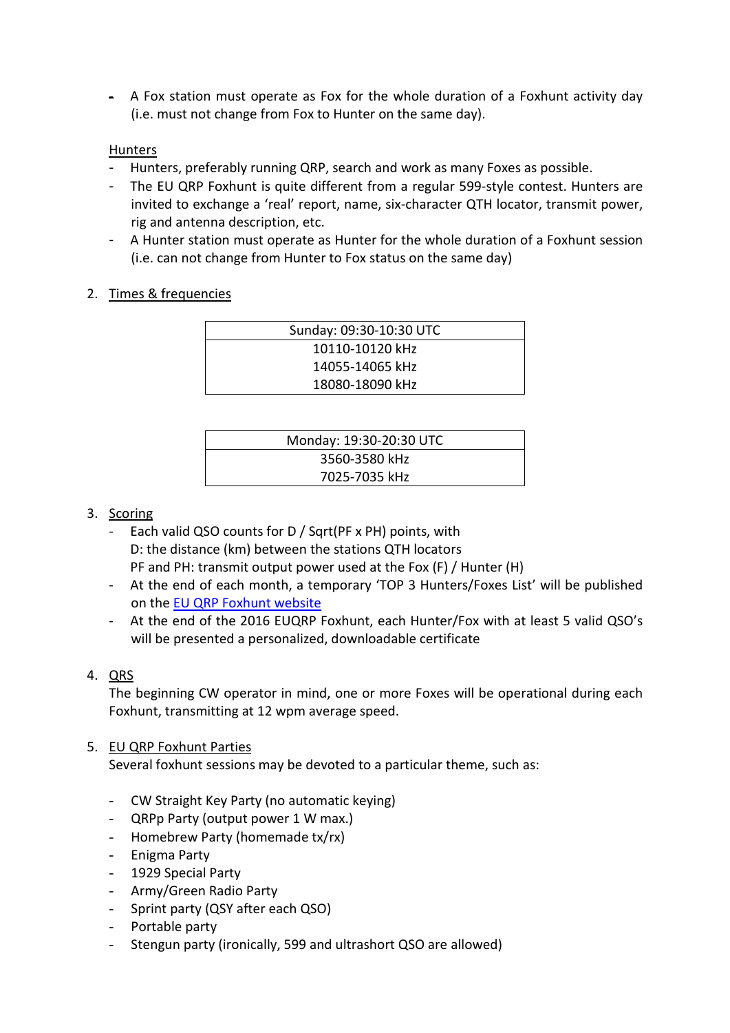- A Fox station must operate as Fox for the whole duration of a Foxhunt activity day (i.e. must not change from Fox to Hunter on the same day).

Hunters

- Hunters, preferably running QRP, search and work as many Foxes as possible.
- The EU QRP Foxhunt is quite different from a regular 599-style contest. Hunters are invited to exchange a 'real' report, name, six-character QTH locator, transmit power, rig and antenna description, etc.
- A Hunter station must operate as Hunter for the whole duration of a Foxhunt session (i.e. can not change from Hunter to Fox status on the same day)

2. Times & frequencies

| Sunday: 09:30-10:30 UTC |
|---|
| 10110-10120 kHz |
| 14055-14065 kHz |
| 18080-18090 kHz |

| Monday: 19:30-20:30 UTC |
|---|
| 3560-3580 kHz |
| 7025-7035 kHz |

3. Scoring

- Each valid QSO counts for D / Sqrt(PF x PH) points, with
  D: the distance (km) between the stations QTH locators
  PF and PH: transmit output power used at the Fox (F) / Hunter (H)
- At the end of each month, a temporary 'TOP 3 Hunters/Foxes List' will be published on the EU QRP Foxhunt website
- At the end of the 2016 EUQRP Foxhunt, each Hunter/Fox with at least 5 valid QSO's will be presented a personalized, downloadable certificate

4. QRS

The beginning CW operator in mind, one or more Foxes will be operational during each Foxhunt, transmitting at 12 wpm average speed.

5. EU QRP Foxhunt Parties

Several foxhunt sessions may be devoted to a particular theme, such as:

- CW Straight Key Party (no automatic keying)
- QRPp Party (output power 1 W max.)
- Homebrew Party (homemade tx/rx)
- Enigma Party
- 1929 Special Party
- Army/Green Radio Party
- Sprint party (QSY after each QSO)
- Portable party
- Stengun party (ironically, 599 and ultrashort QSO are allowed)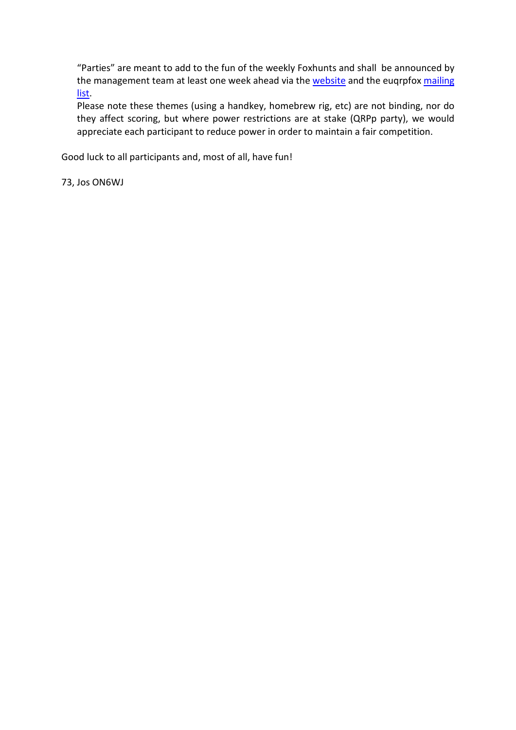"Parties" are meant to add to the fun of the weekly Foxhunts and shall be announced by the management team at least one week ahead via the website and the euqrpfox mailing list.
Please note these themes (using a handkey, homebrew rig, etc) are not binding, nor do they affect scoring, but where power restrictions are at stake (QRPp party), we would appreciate each participant to reduce power in order to maintain a fair competition.

Good luck to all participants and, most of all, have fun!

73, Jos ON6WJ